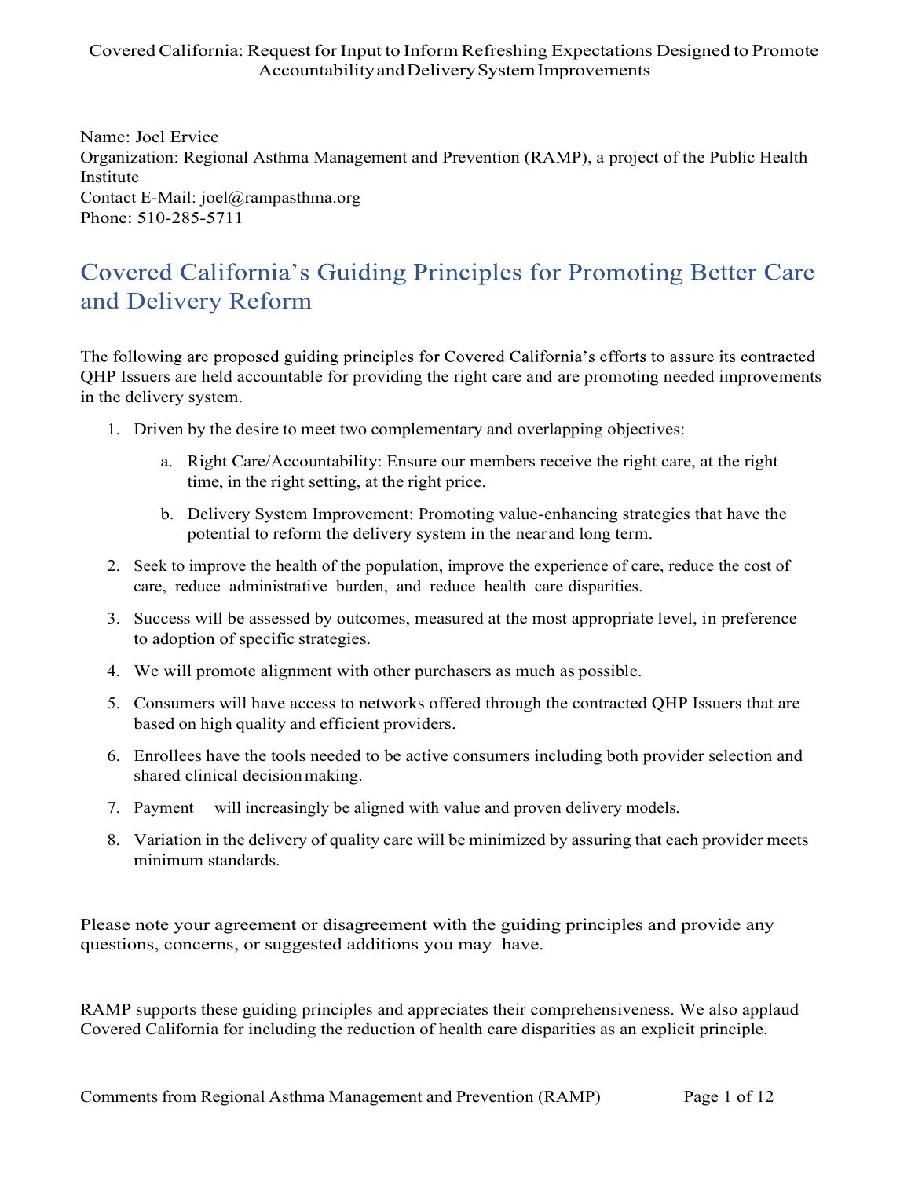Covered California: Request for Input to Inform Refreshing Expectations Designed to Promote Accountability and Delivery System Improvements

Name: Joel Ervice
Organization: Regional Asthma Management and Prevention (RAMP), a project of the Public Health Institute
Contact E-Mail: joel@rampasthma.org
Phone: 510-285-5711

## Covered California's Guiding Principles for Promoting Better Care and Delivery Reform

The following are proposed guiding principles for Covered California's efforts to assure its contracted QHP Issuers are held accountable for providing the right care and are promoting needed improvements in the delivery system.

1. Driven by the desire to meet two complementary and overlapping objectives:
   a. Right Care/Accountability: Ensure our members receive the right care, at the right time, in the right setting, at the right price.
   b. Delivery System Improvement: Promoting value-enhancing strategies that have the potential to reform the delivery system in the near and long term.
2. Seek to improve the health of the population, improve the experience of care, reduce the cost of care, reduce administrative burden, and reduce health care disparities.
3. Success will be assessed by outcomes, measured at the most appropriate level, in preference to adoption of specific strategies.
4. We will promote alignment with other purchasers as much as possible.
5. Consumers will have access to networks offered through the contracted QHP Issuers that are based on high quality and efficient providers.
6. Enrollees have the tools needed to be active consumers including both provider selection and shared clinical decision making.
7. Payment will increasingly be aligned with value and proven delivery models.
8. Variation in the delivery of quality care will be minimized by assuring that each provider meets minimum standards.

Please note your agreement or disagreement with the guiding principles and provide any questions, concerns, or suggested additions you may have.

RAMP supports these guiding principles and appreciates their comprehensiveness. We also applaud Covered California for including the reduction of health care disparities as an explicit principle.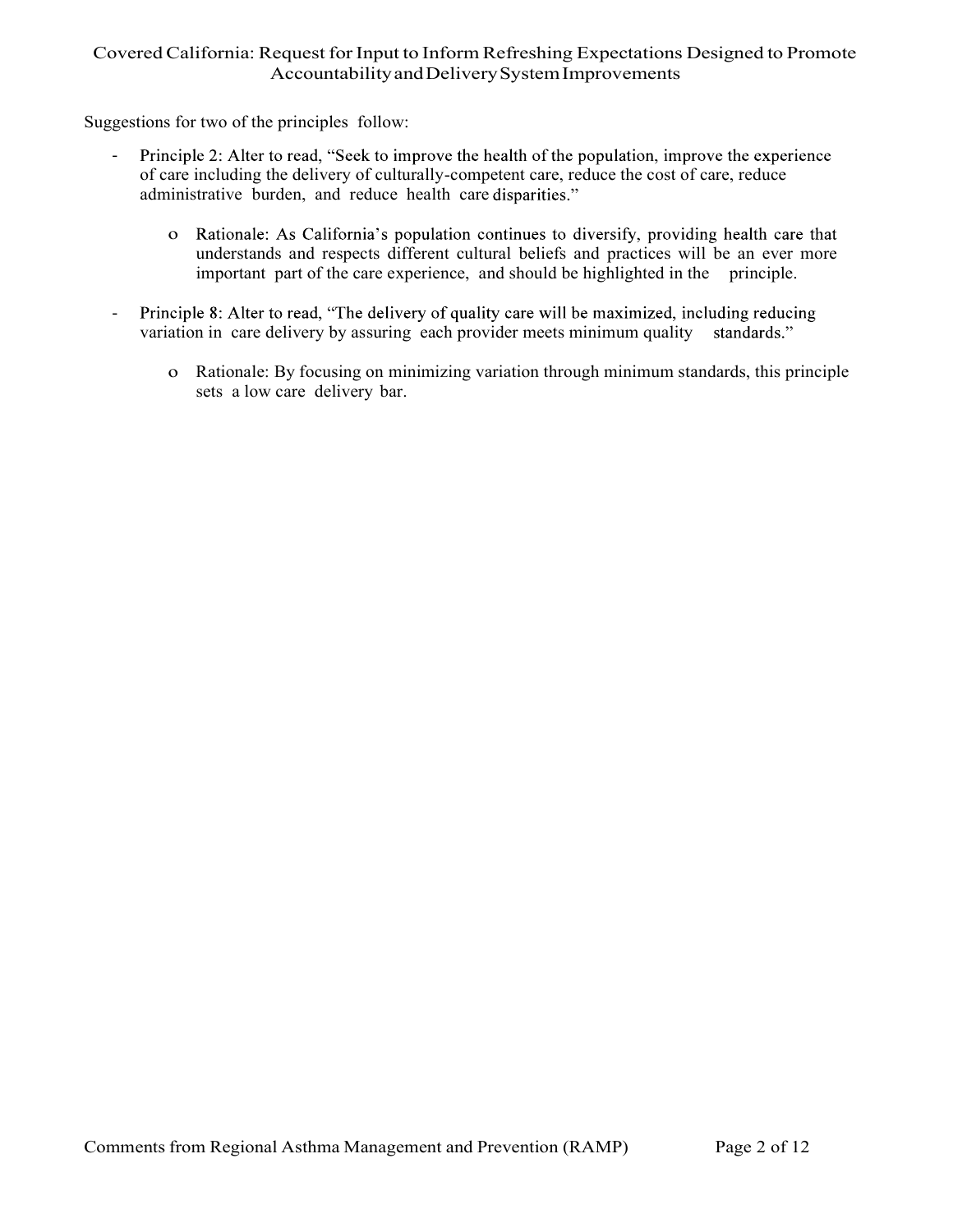Suggestions for two of the principles follow:

- Principle 2: Alter to read, "Seek to improve the health of the population, improve the experience of care including the delivery of culturally-competent care, reduce the cost of care, reduce administrative burden, and reduce health care disparities."
    - Rationale: As California's population continues to diversify, providing health care that understands and respects different cultural beliefs and practices will be an ever more important part of the care experience, and should be highlighted in the principle.

- Principle 8: Alter to read, "The delivery of quality care will be maximized, including reducing variation in care delivery by assuring each provider meets minimum quality standards."
    - Rationale: By focusing on minimizing variation through minimum standards, this principle sets a low care delivery bar.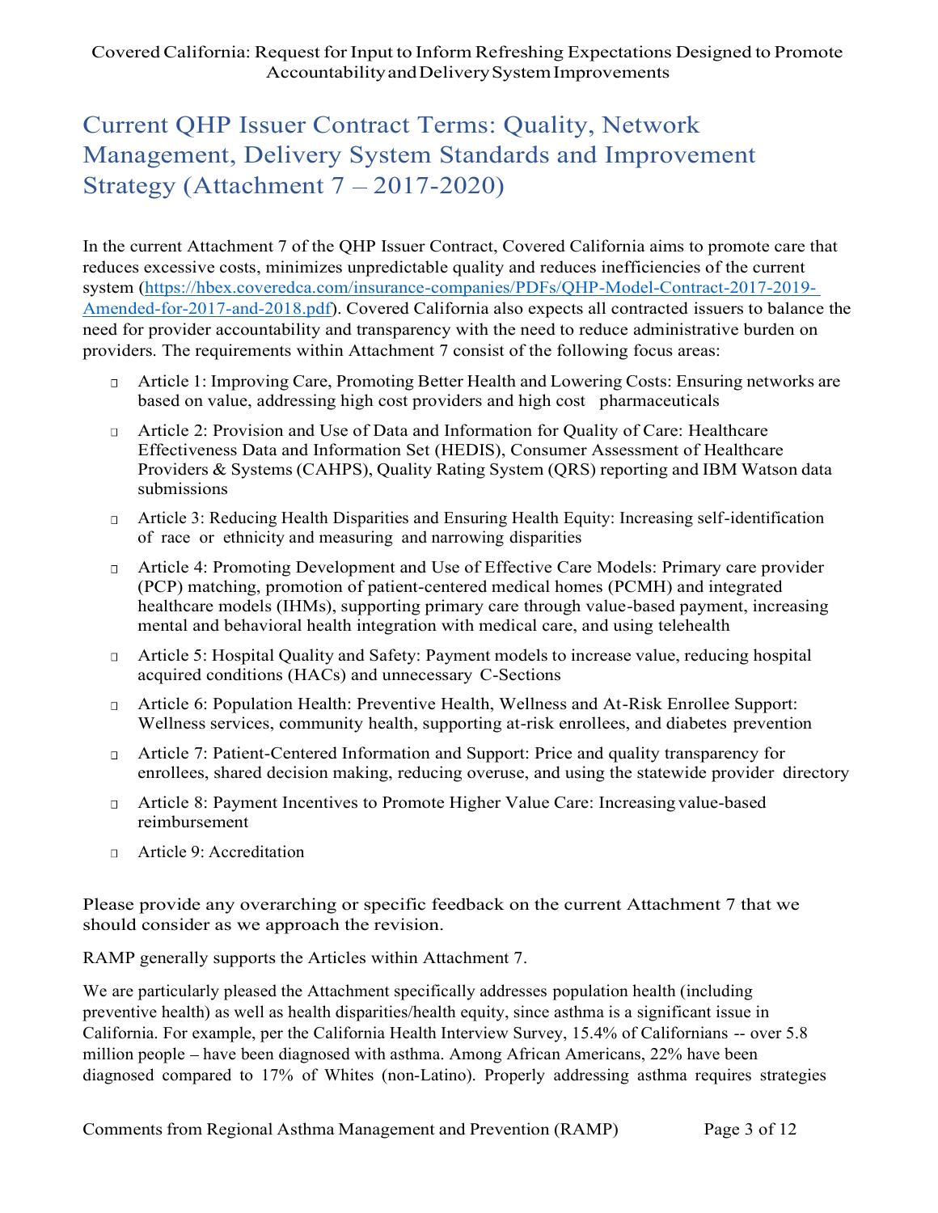## Current QHP Issuer Contract Terms: Quality, Network Management, Delivery System Standards and Improvement Strategy (Attachment 7 – 2017-2020)

In the current Attachment 7 of the QHP Issuer Contract, Covered California aims to promote care that reduces excessive costs, minimizes unpredictable quality and reduces inefficiencies of the current system ([https://hbex.coveredca.com/insurance-companies/PDFs/QHP-Model-Contract-2017-2019-Amended-for-2017-and-2018.pdf](https://hbex.coveredca.com/insurance-companies/PDFs/QHP-Model-Contract-2017-2019-Amended-for-2017-and-2018.pdf)). Covered California also expects all contracted issuers to balance the need for provider accountability and transparency with the need to reduce administrative burden on providers. The requirements within Attachment 7 consist of the following focus areas:

- Article 1: Improving Care, Promoting Better Health and Lowering Costs: Ensuring networks are based on value, addressing high cost providers and high cost pharmaceuticals
- Article 2: Provision and Use of Data and Information for Quality of Care: Healthcare Effectiveness Data and Information Set (HEDIS), Consumer Assessment of Healthcare Providers & Systems (CAHPS), Quality Rating System (QRS) reporting and IBM Watson data submissions
- Article 3: Reducing Health Disparities and Ensuring Health Equity: Increasing self-identification of race or ethnicity and measuring and narrowing disparities
- Article 4: Promoting Development and Use of Effective Care Models: Primary care provider (PCP) matching, promotion of patient-centered medical homes (PCMH) and integrated healthcare models (IHMs), supporting primary care through value-based payment, increasing mental and behavioral health integration with medical care, and using telehealth
- Article 5: Hospital Quality and Safety: Payment models to increase value, reducing hospital acquired conditions (HACs) and unnecessary C-Sections
- Article 6: Population Health: Preventive Health, Wellness and At-Risk Enrollee Support: Wellness services, community health, supporting at-risk enrollees, and diabetes prevention
- Article 7: Patient-Centered Information and Support: Price and quality transparency for enrollees, shared decision making, reducing overuse, and using the statewide provider directory
- Article 8: Payment Incentives to Promote Higher Value Care: Increasing value-based reimbursement
- Article 9: Accreditation

Please provide any overarching or specific feedback on the current Attachment 7 that we should consider as we approach the revision.

RAMP generally supports the Articles within Attachment 7.

We are particularly pleased the Attachment specifically addresses population health (including preventive health) as well as health disparities/health equity, since asthma is a significant issue in California. For example, per the California Health Interview Survey, 15.4% of Californians -- over 5.8 million people – have been diagnosed with asthma. Among African Americans, 22% have been diagnosed compared to 17% of Whites (non-Latino). Properly addressing asthma requires strategies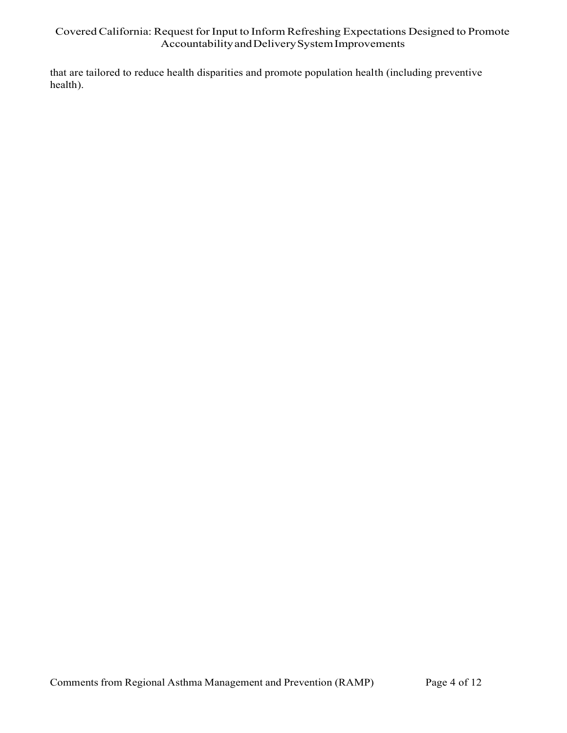that are tailored to reduce health disparities and promote population health (including preventive health).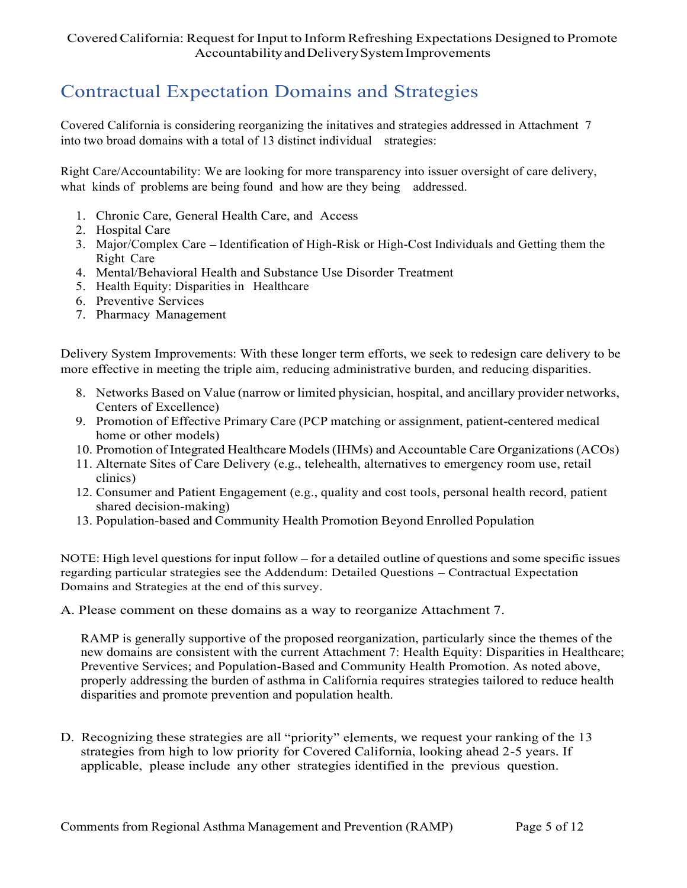## Contractual Expectation Domains and Strategies

Covered California is considering reorganizing the initatives and strategies addressed in Attachment 7 into two broad domains with a total of 13 distinct individual strategies:

Right Care/Accountability: We are looking for more transparency into issuer oversight of care delivery, what kinds of problems are being found and how are they being addressed.

1. Chronic Care, General Health Care, and Access
2. Hospital Care
3. Major/Complex Care – Identification of High-Risk or High-Cost Individuals and Getting them the Right Care
4. Mental/Behavioral Health and Substance Use Disorder Treatment
5. Health Equity: Disparities in Healthcare
6. Preventive Services
7. Pharmacy Management

Delivery System Improvements: With these longer term efforts, we seek to redesign care delivery to be more effective in meeting the triple aim, reducing administrative burden, and reducing disparities.

8. Networks Based on Value (narrow or limited physician, hospital, and ancillary provider networks, Centers of Excellence)
9. Promotion of Effective Primary Care (PCP matching or assignment, patient-centered medical home or other models)
10. Promotion of Integrated Healthcare Models (IHMs) and Accountable Care Organizations (ACOs)
11. Alternate Sites of Care Delivery (e.g., telehealth, alternatives to emergency room use, retail clinics)
12. Consumer and Patient Engagement (e.g., quality and cost tools, personal health record, patient shared decision-making)
13. Population-based and Community Health Promotion Beyond Enrolled Population

NOTE: High level questions for input follow – for a detailed outline of questions and some specific issues regarding particular strategies see the Addendum: Detailed Questions – Contractual Expectation Domains and Strategies at the end of this survey.

A. Please comment on these domains as a way to reorganize Attachment 7.

RAMP is generally supportive of the proposed reorganization, particularly since the themes of the new domains are consistent with the current Attachment 7: Health Equity: Disparities in Healthcare; Preventive Services; and Population-Based and Community Health Promotion. As noted above, properly addressing the burden of asthma in California requires strategies tailored to reduce health disparities and promote prevention and population health.

D. Recognizing these strategies are all "priority" elements, we request your ranking of the 13 strategies from high to low priority for Covered California, looking ahead 2-5 years. If applicable, please include any other strategies identified in the previous question.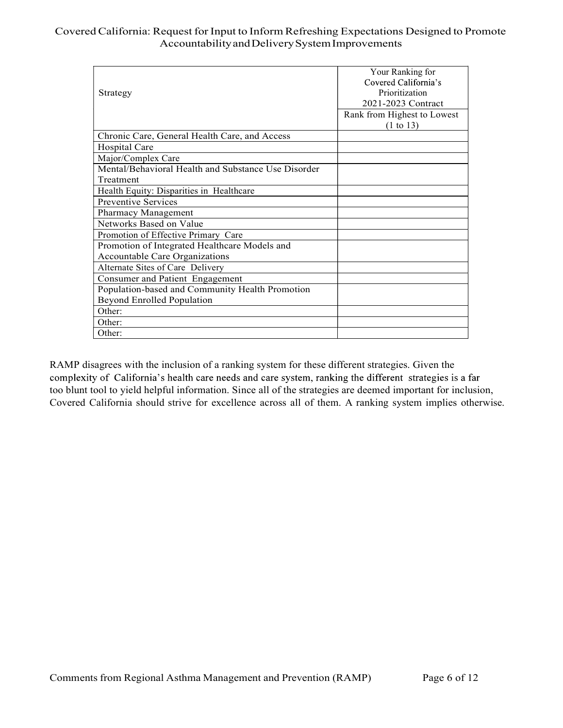| Strategy | Your Ranking for Covered California's Prioritization 2021-2023 Contract |
|---|---|
| | Rank from Highest to Lowest (1 to 13) |
| Chronic Care, General Health Care, and Access | |
| Hospital Care | |
| Major/Complex Care | |
| Mental/Behavioral Health and Substance Use Disorder Treatment | |
| Health Equity: Disparities in Healthcare | |
| Preventive Services | |
| Pharmacy Management | |
| Networks Based on Value | |
| Promotion of Effective Primary Care | |
| Promotion of Integrated Healthcare Models and Accountable Care Organizations | |
| Alternate Sites of Care Delivery | |
| Consumer and Patient Engagement | |
| Population-based and Community Health Promotion Beyond Enrolled Population | |
| Other: | |
| Other: | |
| Other: | |

RAMP disagrees with the inclusion of a ranking system for these different strategies. Given the complexity of California's health care needs and care system, ranking the different strategies is a far too blunt tool to yield helpful information. Since all of the strategies are deemed important for inclusion, Covered California should strive for excellence across all of them. A ranking system implies otherwise.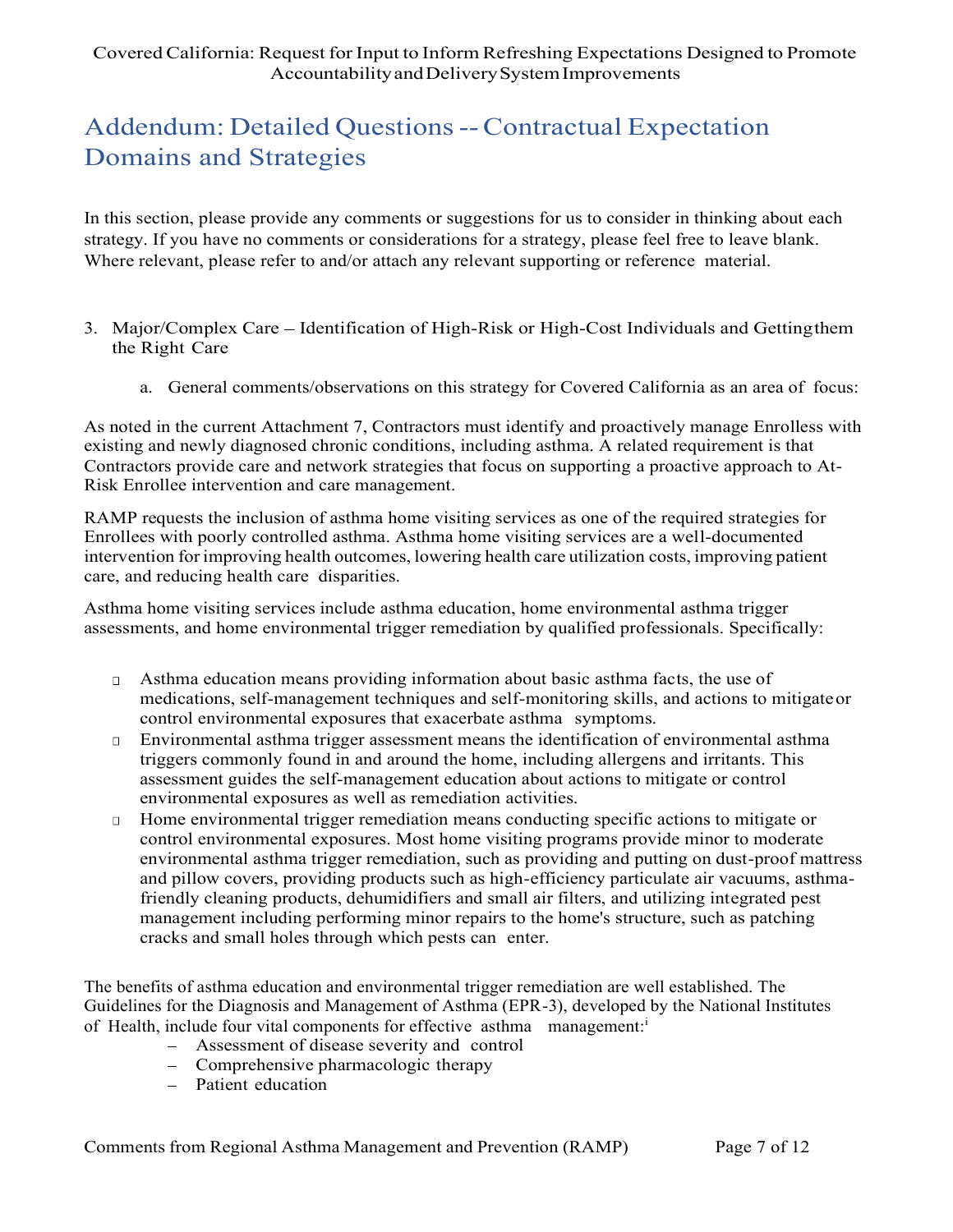# Addendum: Detailed Questions -- Contractual Expectation Domains and Strategies

In this section, please provide any comments or suggestions for us to consider in thinking about each strategy. If you have no comments or considerations for a strategy, please feel free to leave blank. Where relevant, please refer to and/or attach any relevant supporting or reference material.

3. Major/Complex Care – Identification of High-Risk or High-Cost Individuals and Getting them the Right Care

   a. General comments/observations on this strategy for Covered California as an area of focus:

As noted in the current Attachment 7, Contractors must identify and proactively manage Enrolless with existing and newly diagnosed chronic conditions, including asthma. A related requirement is that Contractors provide care and network strategies that focus on supporting a proactive approach to At-Risk Enrollee intervention and care management.

RAMP requests the inclusion of asthma home visiting services as one of the required strategies for Enrollees with poorly controlled asthma. Asthma home visiting services are a well-documented intervention for improving health outcomes, lowering health care utilization costs, improving patient care, and reducing health care disparities.

Asthma home visiting services include asthma education, home environmental asthma trigger assessments, and home environmental trigger remediation by qualified professionals. Specifically:

- Asthma education means providing information about basic asthma facts, the use of medications, self-management techniques and self-monitoring skills, and actions to mitigate or control environmental exposures that exacerbate asthma symptoms.
- Environmental asthma trigger assessment means the identification of environmental asthma triggers commonly found in and around the home, including allergens and irritants. This assessment guides the self-management education about actions to mitigate or control environmental exposures as well as remediation activities.
- Home environmental trigger remediation means conducting specific actions to mitigate or control environmental exposures. Most home visiting programs provide minor to moderate environmental asthma trigger remediation, such as providing and putting on dust-proof mattress and pillow covers, providing products such as high-efficiency particulate air vacuums, asthma-friendly cleaning products, dehumidifiers and small air filters, and utilizing integrated pest management including performing minor repairs to the home's structure, such as patching cracks and small holes through which pests can enter.

The benefits of asthma education and environmental trigger remediation are well established. The Guidelines for the Diagnosis and Management of Asthma (EPR-3), developed by the National Institutes of Health, include four vital components for effective asthma management:[i]

- Assessment of disease severity and control
- Comprehensive pharmacologic therapy
- Patient education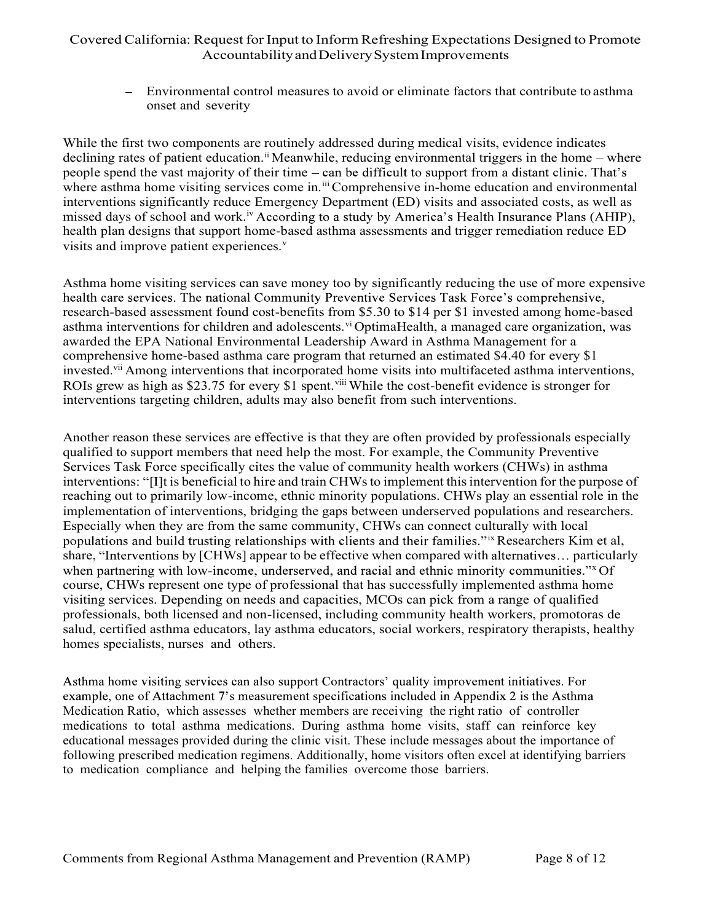– Environmental control measures to avoid or eliminate factors that contribute to asthma onset and severity

While the first two components are routinely addressed during medical visits, evidence indicates declining rates of patient education.[ii] Meanwhile, reducing environmental triggers in the home – where people spend the vast majority of their time – can be difficult to support from a distant clinic. That's where asthma home visiting services come in.[iii] Comprehensive in-home education and environmental interventions significantly reduce Emergency Department (ED) visits and associated costs, as well as missed days of school and work.[iv] According to a study by America's Health Insurance Plans (AHIP), health plan designs that support home-based asthma assessments and trigger remediation reduce ED visits and improve patient experiences.[v]

Asthma home visiting services can save money too by significantly reducing the use of more expensive health care services. The national Community Preventive Services Task Force's comprehensive, research-based assessment found cost-benefits from $5.30 to $14 per $1 invested among home-based asthma interventions for children and adolescents.[vi] OptimaHealth, a managed care organization, was awarded the EPA National Environmental Leadership Award in Asthma Management for a comprehensive home-based asthma care program that returned an estimated $4.40 for every $1 invested.[vii] Among interventions that incorporated home visits into multifaceted asthma interventions, ROIs grew as high as $23.75 for every $1 spent.[viii] While the cost-benefit evidence is stronger for interventions targeting children, adults may also benefit from such interventions.

Another reason these services are effective is that they are often provided by professionals especially qualified to support members that need help the most. For example, the Community Preventive Services Task Force specifically cites the value of community health workers (CHWs) in asthma interventions: "[I]t is beneficial to hire and train CHWs to implement this intervention for the purpose of reaching out to primarily low-income, ethnic minority populations. CHWs play an essential role in the implementation of interventions, bridging the gaps between underserved populations and researchers. Especially when they are from the same community, CHWs can connect culturally with local populations and build trusting relationships with clients and their families."[ix] Researchers Kim et al, share, "Interventions by [CHWs] appear to be effective when compared with alternatives… particularly when partnering with low-income, underserved, and racial and ethnic minority communities."[x] Of course, CHWs represent one type of professional that has successfully implemented asthma home visiting services. Depending on needs and capacities, MCOs can pick from a range of qualified professionals, both licensed and non-licensed, including community health workers, promotoras de salud, certified asthma educators, lay asthma educators, social workers, respiratory therapists, healthy homes specialists, nurses and others.

Asthma home visiting services can also support Contractors' quality improvement initiatives. For example, one of Attachment 7's measurement specifications included in Appendix 2 is the Asthma Medication Ratio, which assesses whether members are receiving the right ratio of controller medications to total asthma medications. During asthma home visits, staff can reinforce key educational messages provided during the clinic visit. These include messages about the importance of following prescribed medication regimens. Additionally, home visitors often excel at identifying barriers to medication compliance and helping the families overcome those barriers.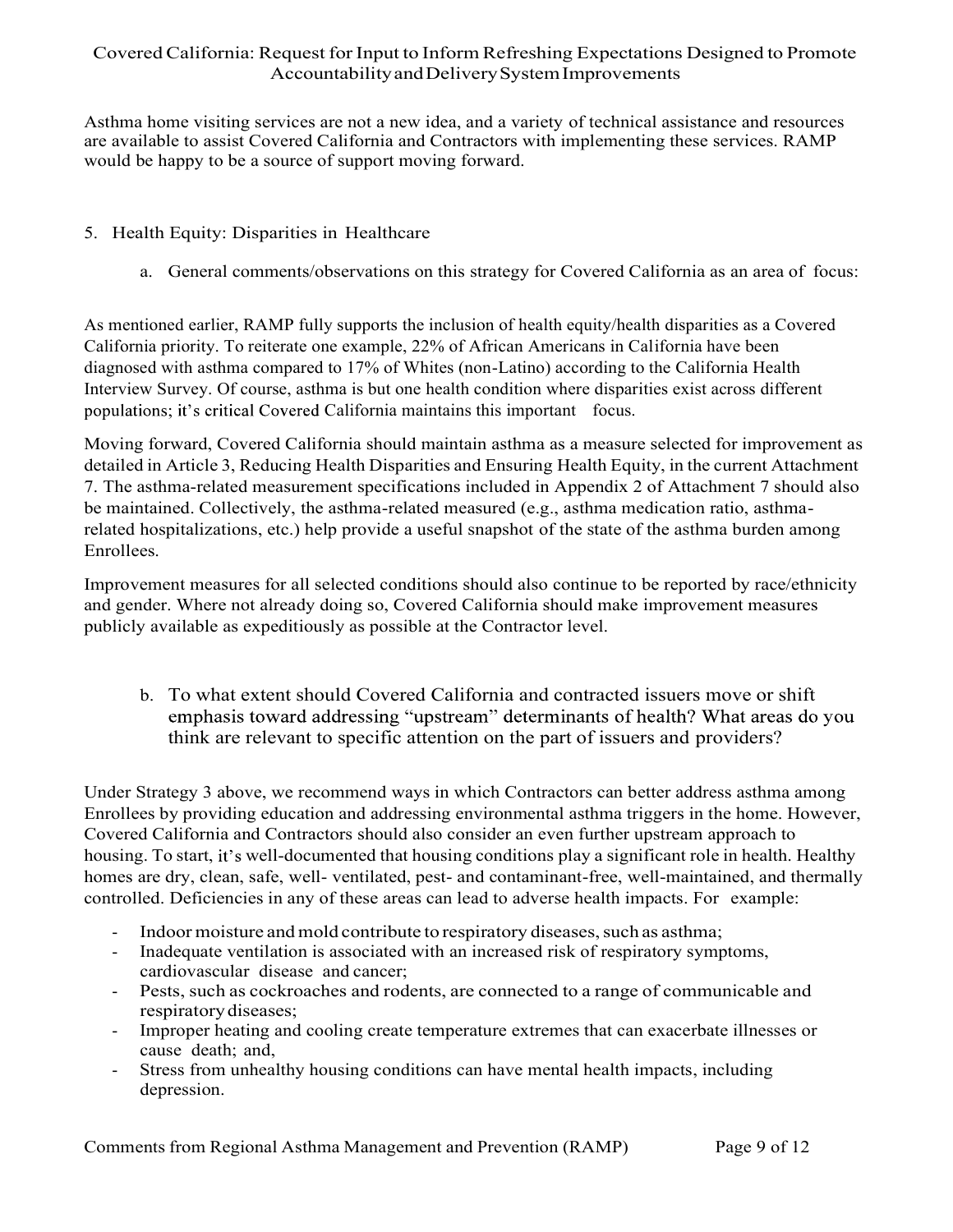Asthma home visiting services are not a new idea, and a variety of technical assistance and resources are available to assist Covered California and Contractors with implementing these services. RAMP would be happy to be a source of support moving forward.

5. Health Equity: Disparities in Healthcare

   a. General comments/observations on this strategy for Covered California as an area of focus:

As mentioned earlier, RAMP fully supports the inclusion of health equity/health disparities as a Covered California priority. To reiterate one example, 22% of African Americans in California have been diagnosed with asthma compared to 17% of Whites (non-Latino) according to the California Health Interview Survey. Of course, asthma is but one health condition where disparities exist across different populations; it's critical Covered California maintains this important focus.

Moving forward, Covered California should maintain asthma as a measure selected for improvement as detailed in Article 3, Reducing Health Disparities and Ensuring Health Equity, in the current Attachment 7. The asthma-related measurement specifications included in Appendix 2 of Attachment 7 should also be maintained. Collectively, the asthma-related measured (e.g., asthma medication ratio, asthma-related hospitalizations, etc.) help provide a useful snapshot of the state of the asthma burden among Enrollees.

Improvement measures for all selected conditions should also continue to be reported by race/ethnicity and gender. Where not already doing so, Covered California should make improvement measures publicly available as expeditiously as possible at the Contractor level.

   b. To what extent should Covered California and contracted issuers move or shift emphasis toward addressing "upstream" determinants of health? What areas do you think are relevant to specific attention on the part of issuers and providers?

Under Strategy 3 above, we recommend ways in which Contractors can better address asthma among Enrollees by providing education and addressing environmental asthma triggers in the home. However, Covered California and Contractors should also consider an even further upstream approach to housing. To start, it's well-documented that housing conditions play a significant role in health. Healthy homes are dry, clean, safe, well- ventilated, pest- and contaminant-free, well-maintained, and thermally controlled. Deficiencies in any of these areas can lead to adverse health impacts. For example:

- Indoor moisture and mold contribute to respiratory diseases, such as asthma;
- Inadequate ventilation is associated with an increased risk of respiratory symptoms, cardiovascular disease and cancer;
- Pests, such as cockroaches and rodents, are connected to a range of communicable and respiratory diseases;
- Improper heating and cooling create temperature extremes that can exacerbate illnesses or cause death; and,
- Stress from unhealthy housing conditions can have mental health impacts, including depression.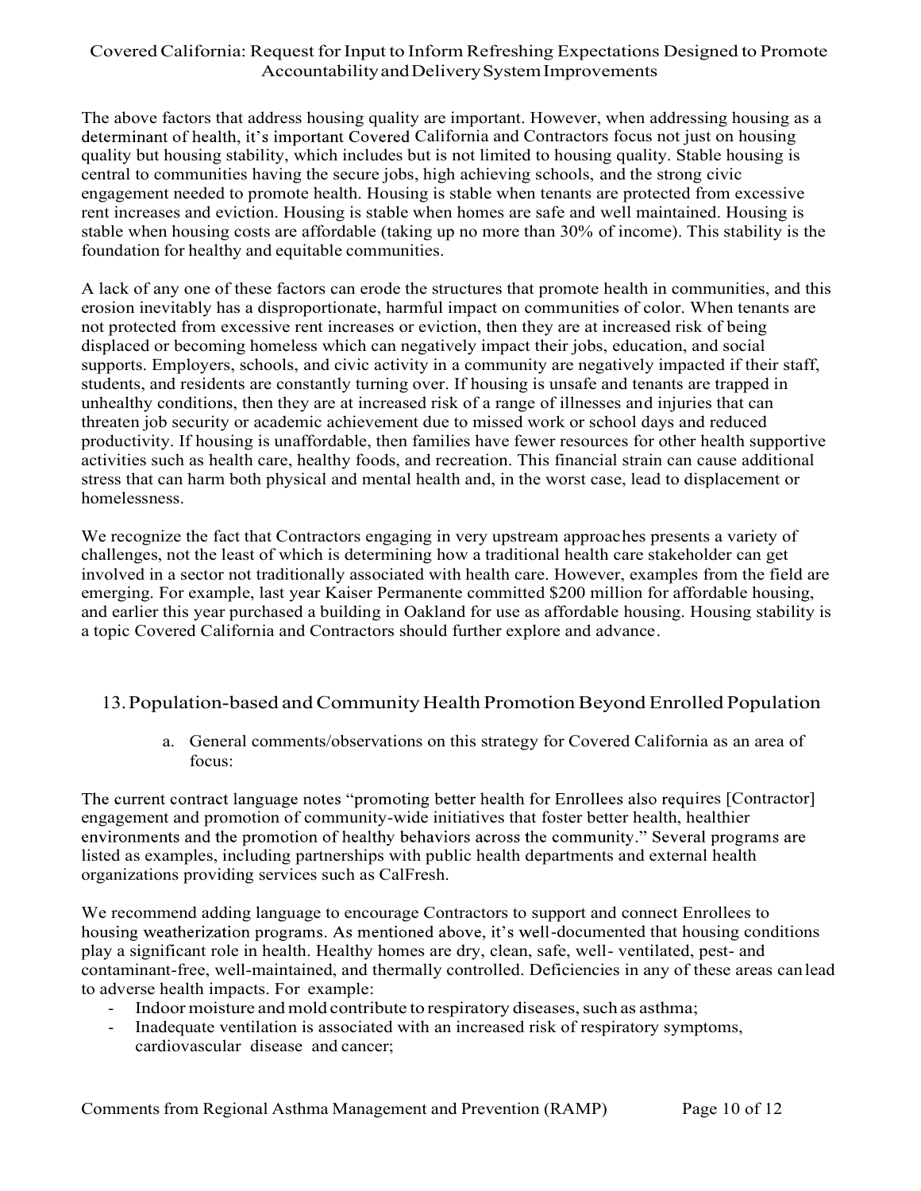The above factors that address housing quality are important. However, when addressing housing as a determinant of health, it's important Covered California and Contractors focus not just on housing quality but housing stability, which includes but is not limited to housing quality. Stable housing is central to communities having the secure jobs, high achieving schools, and the strong civic engagement needed to promote health. Housing is stable when tenants are protected from excessive rent increases and eviction. Housing is stable when homes are safe and well maintained. Housing is stable when housing costs are affordable (taking up no more than 30% of income). This stability is the foundation for healthy and equitable communities.

A lack of any one of these factors can erode the structures that promote health in communities, and this erosion inevitably has a disproportionate, harmful impact on communities of color. When tenants are not protected from excessive rent increases or eviction, then they are at increased risk of being displaced or becoming homeless which can negatively impact their jobs, education, and social supports. Employers, schools, and civic activity in a community are negatively impacted if their staff, students, and residents are constantly turning over. If housing is unsafe and tenants are trapped in unhealthy conditions, then they are at increased risk of a range of illnesses and injuries that can threaten job security or academic achievement due to missed work or school days and reduced productivity. If housing is unaffordable, then families have fewer resources for other health supportive activities such as health care, healthy foods, and recreation. This financial strain can cause additional stress that can harm both physical and mental health and, in the worst case, lead to displacement or homelessness.

We recognize the fact that Contractors engaging in very upstream approaches presents a variety of challenges, not the least of which is determining how a traditional health care stakeholder can get involved in a sector not traditionally associated with health care. However, examples from the field are emerging. For example, last year Kaiser Permanente committed $200 million for affordable housing, and earlier this year purchased a building in Oakland for use as affordable housing. Housing stability is a topic Covered California and Contractors should further explore and advance.

## 13. Population-based and Community Health Promotion Beyond Enrolled Population

a. General comments/observations on this strategy for Covered California as an area of focus:

The current contract language notes "promoting better health for Enrollees also requires [Contractor] engagement and promotion of community-wide initiatives that foster better health, healthier environments and the promotion of healthy behaviors across the community." Several programs are listed as examples, including partnerships with public health departments and external health organizations providing services such as CalFresh.

We recommend adding language to encourage Contractors to support and connect Enrollees to housing weatherization programs. As mentioned above, it's well-documented that housing conditions play a significant role in health. Healthy homes are dry, clean, safe, well- ventilated, pest- and contaminant-free, well-maintained, and thermally controlled. Deficiencies in any of these areas can lead to adverse health impacts. For example:

- Indoor moisture and mold contribute to respiratory diseases, such as asthma;
- Inadequate ventilation is associated with an increased risk of respiratory symptoms, cardiovascular disease and cancer;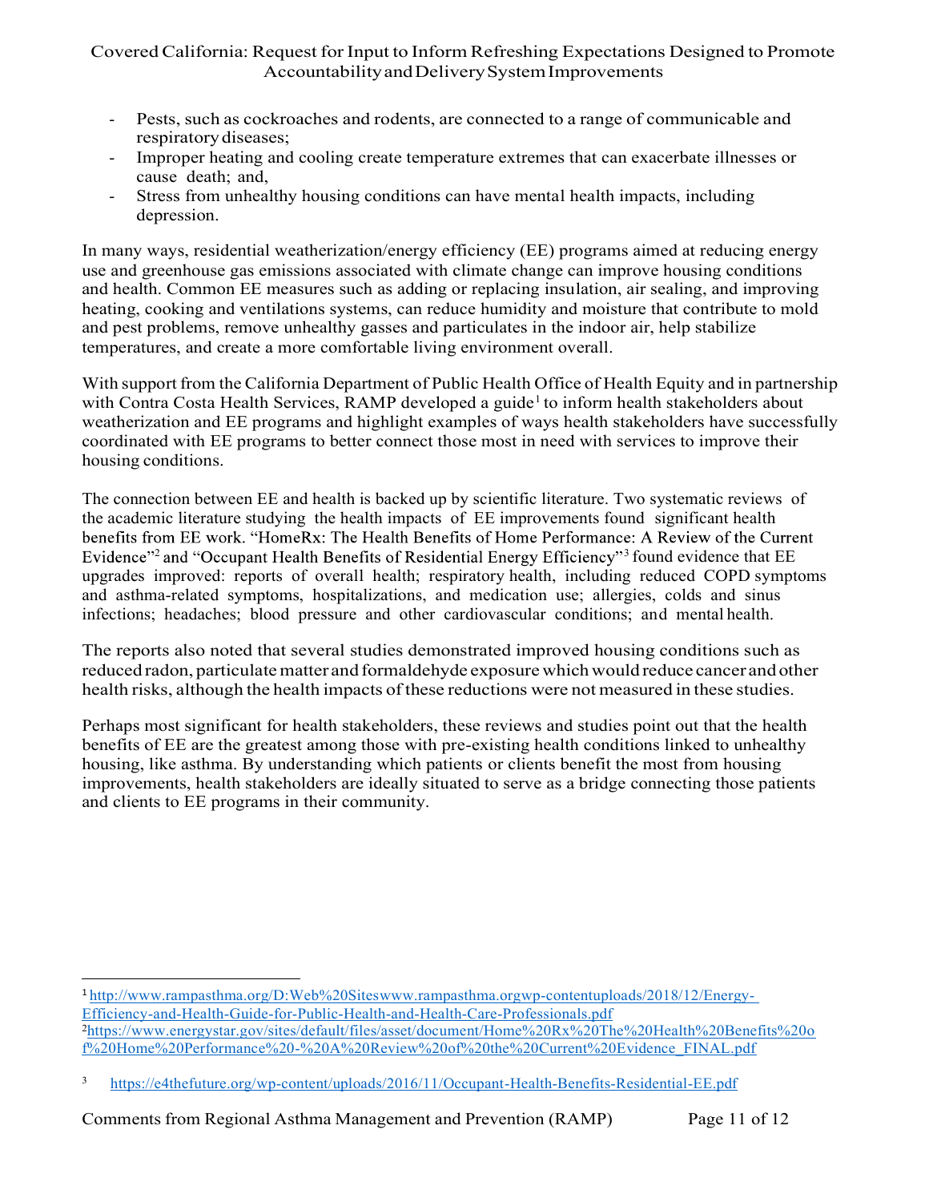- Pests, such as cockroaches and rodents, are connected to a range of communicable and respiratory diseases;
- Improper heating and cooling create temperature extremes that can exacerbate illnesses or cause death; and,
- Stress from unhealthy housing conditions can have mental health impacts, including depression.

In many ways, residential weatherization/energy efficiency (EE) programs aimed at reducing energy use and greenhouse gas emissions associated with climate change can improve housing conditions and health. Common EE measures such as adding or replacing insulation, air sealing, and improving heating, cooking and ventilations systems, can reduce humidity and moisture that contribute to mold and pest problems, remove unhealthy gasses and particulates in the indoor air, help stabilize temperatures, and create a more comfortable living environment overall.

With support from the California Department of Public Health Office of Health Equity and in partnership with Contra Costa Health Services, RAMP developed a guide[1] to inform health stakeholders about weatherization and EE programs and highlight examples of ways health stakeholders have successfully coordinated with EE programs to better connect those most in need with services to improve their housing conditions.

The connection between EE and health is backed up by scientific literature. Two systematic reviews of the academic literature studying the health impacts of EE improvements found significant health benefits from EE work. "HomeRx: The Health Benefits of Home Performance: A Review of the Current Evidence"[2] and "Occupant Health Benefits of Residential Energy Efficiency"[3] found evidence that EE upgrades improved: reports of overall health; respiratory health, including reduced COPD symptoms and asthma-related symptoms, hospitalizations, and medication use; allergies, colds and sinus infections; headaches; blood pressure and other cardiovascular conditions; and mental health.

The reports also noted that several studies demonstrated improved housing conditions such as reduced radon, particulate matter and formaldehyde exposure which would reduce cancer and other health risks, although the health impacts of these reductions were not measured in these studies.

Perhaps most significant for health stakeholders, these reviews and studies point out that the health benefits of EE are the greatest among those with pre-existing health conditions linked to unhealthy housing, like asthma. By understanding which patients or clients benefit the most from housing improvements, health stakeholders are ideally situated to serve as a bridge connecting those patients and clients to EE programs in their community.

---

[1] http://www.rampasthma.org/D:Web%20Siteswww.rampasthma.orgwp-contentuploads/2018/12/Energy-Efficiency-and-Health-Guide-for-Public-Health-and-Health-Care-Professionals.pdf

[2] https://www.energystar.gov/sites/default/files/asset/document/Home%20Rx%20The%20Health%20Benefits%20of%20Home%20Performance%20-%20A%20Review%20of%20the%20Current%20Evidence_FINAL.pdf

[3] https://e4thefuture.org/wp-content/uploads/2016/11/Occupant-Health-Benefits-Residential-EE.pdf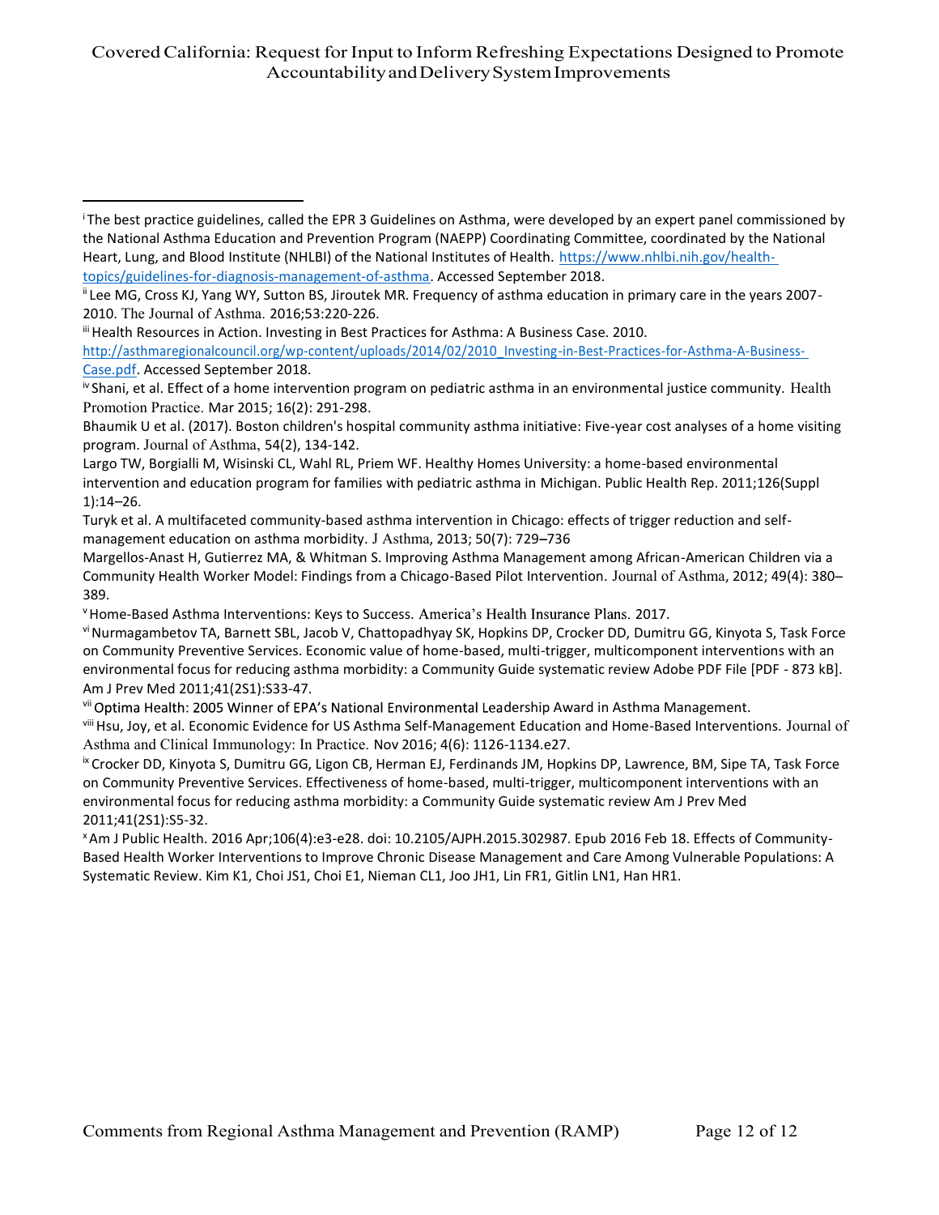[i] The best practice guidelines, called the EPR 3 Guidelines on Asthma, were developed by an expert panel commissioned by the National Asthma Education and Prevention Program (NAEPP) Coordinating Committee, coordinated by the National Heart, Lung, and Blood Institute (NHLBI) of the National Institutes of Health. https://www.nhlbi.nih.gov/health-topics/guidelines-for-diagnosis-management-of-asthma. Accessed September 2018.

[ii] Lee MG, Cross KJ, Yang WY, Sutton BS, Jiroutek MR. Frequency of asthma education in primary care in the years 2007-2010. The Journal of Asthma. 2016;53:220-226.

[iii] Health Resources in Action. Investing in Best Practices for Asthma: A Business Case. 2010. http://asthmaregionalcouncil.org/wp-content/uploads/2014/02/2010_Investing-in-Best-Practices-for-Asthma-A-Business-Case.pdf. Accessed September 2018.

[iv] Shani, et al. Effect of a home intervention program on pediatric asthma in an environmental justice community. Health Promotion Practice. Mar 2015; 16(2): 291-298.

Bhaumik U et al. (2017). Boston children's hospital community asthma initiative: Five-year cost analyses of a home visiting program. Journal of Asthma, 54(2), 134-142.

Largo TW, Borgialli M, Wisinski CL, Wahl RL, Priem WF. Healthy Homes University: a home-based environmental intervention and education program for families with pediatric asthma in Michigan. Public Health Rep. 2011;126(Suppl 1):14–26.

Turyk et al. A multifaceted community-based asthma intervention in Chicago: effects of trigger reduction and self-management education on asthma morbidity. J Asthma, 2013; 50(7): 729–736

Margellos-Anast H, Gutierrez MA, & Whitman S. Improving Asthma Management among African-American Children via a Community Health Worker Model: Findings from a Chicago-Based Pilot Intervention. Journal of Asthma, 2012; 49(4): 380–389.

[v] Home-Based Asthma Interventions: Keys to Success. America's Health Insurance Plans. 2017.

[vi] Nurmagambetov TA, Barnett SBL, Jacob V, Chattopadhyay SK, Hopkins DP, Crocker DD, Dumitru GG, Kinyota S, Task Force on Community Preventive Services. Economic value of home-based, multi-trigger, multicomponent interventions with an environmental focus for reducing asthma morbidity: a Community Guide systematic review Adobe PDF File [PDF - 873 kB]. Am J Prev Med 2011;41(2S1):S33-47.

[vii] Optima Health: 2005 Winner of EPA's National Environmental Leadership Award in Asthma Management.

[viii] Hsu, Joy, et al. Economic Evidence for US Asthma Self-Management Education and Home-Based Interventions. Journal of Asthma and Clinical Immunology: In Practice. Nov 2016; 4(6): 1126-1134.e27.

[ix] Crocker DD, Kinyota S, Dumitru GG, Ligon CB, Herman EJ, Ferdinands JM, Hopkins DP, Lawrence, BM, Sipe TA, Task Force on Community Preventive Services. Effectiveness of home-based, multi-trigger, multicomponent interventions with an environmental focus for reducing asthma morbidity: a Community Guide systematic review Am J Prev Med 2011;41(2S1):S5-32.

[x] Am J Public Health. 2016 Apr;106(4):e3-e28. doi: 10.2105/AJPH.2015.302987. Epub 2016 Feb 18. Effects of Community-Based Health Worker Interventions to Improve Chronic Disease Management and Care Among Vulnerable Populations: A Systematic Review. Kim K1, Choi JS1, Choi E1, Nieman CL1, Joo JH1, Lin FR1, Gitlin LN1, Han HR1.